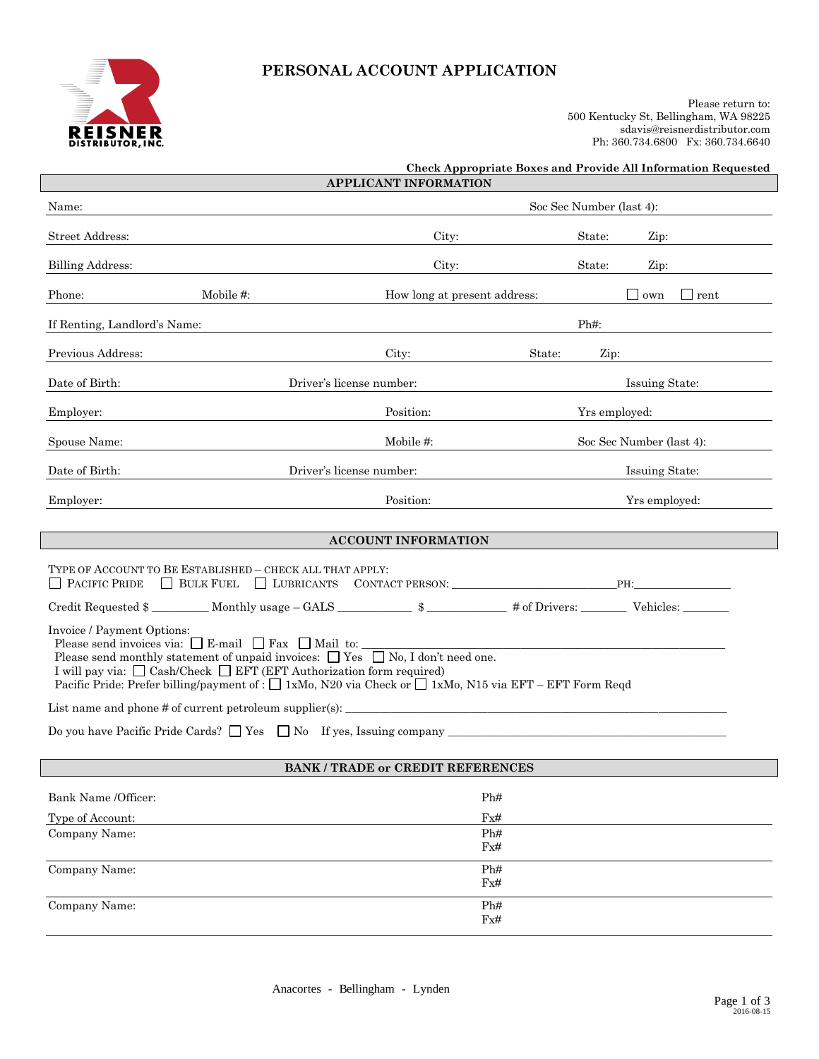# PERSONAL ACCOUNT APPLICATION

REISNER DISTRIBUTOR, INC.

Please return to:
500 Kentucky St, Bellingham, WA 98225
sdavis@reisnerdistributor.com
Ph: 360.734.6800 Fx: 360.734.6640

**Check Appropriate Boxes and Provide All Information Requested**

## APPLICANT INFORMATION

Name: Soc Sec Number (last 4):

Street Address: City: State: Zip:

Billing Address: City: State: Zip:

Phone: Mobile #: How long at present address: ☐ own ☐ rent

If Renting, Landlord's Name: Ph#:

Previous Address: City: State: Zip:

Date of Birth: Driver's license number: Issuing State:

Employer: Position: Yrs employed:

Spouse Name: Mobile #: Soc Sec Number (last 4):

Date of Birth: Driver's license number: Issuing State:

Employer: Position: Yrs employed:

## ACCOUNT INFORMATION

TYPE OF ACCOUNT TO BE ESTABLISHED – CHECK ALL THAT APPLY:
☐ PACIFIC PRIDE ☐ BULK FUEL ☐ LUBRICANTS CONTACT PERSON: ____________________ PH: ____________

Credit Requested $ ________ Monthly usage – GALS __________ $ __________ # of Drivers: ______ Vehicles: ______

Invoice / Payment Options:
Please send invoices via: ☐ E-mail ☐ Fax ☐ Mail to: ______________________________
Please send monthly statement of unpaid invoices: ☐ Yes ☐ No, I don't need one.
I will pay via: ☐ Cash/Check ☐ EFT (EFT Authorization form required)
Pacific Pride: Prefer billing/payment of : ☐ 1xMo, N20 via Check or ☐ 1xMo, N15 via EFT – EFT Form Reqd

List name and phone # of current petroleum supplier(s): ______________________________

Do you have Pacific Pride Cards? ☐ Yes ☐ No If yes, Issuing company ______________________________

## BANK / TRADE or CREDIT REFERENCES

Bank Name /Officer: Ph#
Type of Account: Fx#

Company Name: Ph#
Fx#

Company Name: Ph#
Fx#

Company Name: Ph#
Fx#

Anacortes - Bellingham - Lynden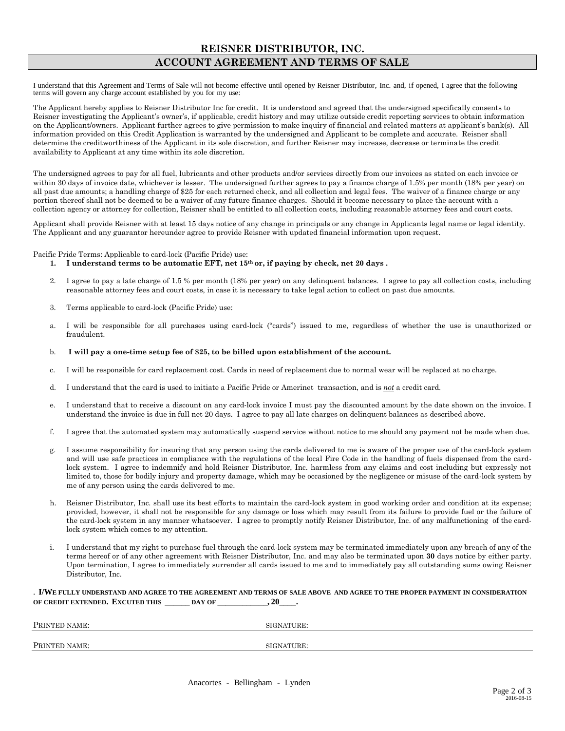# REISNER DISTRIBUTOR, INC.

## ACCOUNT AGREEMENT AND TERMS OF SALE

I understand that this Agreement and Terms of Sale will not become effective until opened by Reisner Distributor, Inc. and, if opened, I agree that the following terms will govern any charge account established by you for my use:

The Applicant hereby applies to Reisner Distributor Inc for credit. It is understood and agreed that the undersigned specifically consents to Reisner investigating the Applicant's owner's, if applicable, credit history and may utilize outside credit reporting services to obtain information on the Applicant/owners. Applicant further agrees to give permission to make inquiry of financial and related matters at applicant's bank(s). All information provided on this Credit Application is warranted by the undersigned and Applicant to be complete and accurate. Reisner shall determine the creditworthiness of the Applicant in its sole discretion, and further Reisner may increase, decrease or terminate the credit availability to Applicant at any time within its sole discretion.

The undersigned agrees to pay for all fuel, lubricants and other products and/or services directly from our invoices as stated on each invoice or within 30 days of invoice date, whichever is lesser. The undersigned further agrees to pay a finance charge of 1.5% per month (18% per year) on all past due amounts; a handling charge of $25 for each returned check, and all collection and legal fees. The waiver of a finance charge or any portion thereof shall not be deemed to be a waiver of any future finance charges. Should it become necessary to place the account with a collection agency or attorney for collection, Reisner shall be entitled to all collection costs, including reasonable attorney fees and court costs.

Applicant shall provide Reisner with at least 15 days notice of any change in principals or any change in Applicants legal name or legal identity. The Applicant and any guarantor hereunder agree to provide Reisner with updated financial information upon request.

Pacific Pride Terms: Applicable to card-lock (Pacific Pride) use:

1. **I understand terms to be automatic EFT, net 15th or, if paying by check, net 20 days .**
2. I agree to pay a late charge of 1.5 % per month (18% per year) on any delinquent balances. I agree to pay all collection costs, including reasonable attorney fees and court costs, in case it is necessary to take legal action to collect on past due amounts.
3. Terms applicable to card-lock (Pacific Pride) use:

a. I will be responsible for all purchases using card-lock ("cards") issued to me, regardless of whether the use is unauthorized or fraudulent.

b. **I will pay a one-time setup fee of $25, to be billed upon establishment of the account.**

c. I will be responsible for card replacement cost. Cards in need of replacement due to normal wear will be replaced at no charge.

d. I understand that the card is used to initiate a Pacific Pride or Amerinet transaction, and is ***not*** a credit card.

e. I understand that to receive a discount on any card-lock invoice I must pay the discounted amount by the date shown on the invoice. I understand the invoice is due in full net 20 days. I agree to pay all late charges on delinquent balances as described above.

f. I agree that the automated system may automatically suspend service without notice to me should any payment not be made when due.

g. I assume responsibility for insuring that any person using the cards delivered to me is aware of the proper use of the card-lock system and will use safe practices in compliance with the regulations of the local Fire Code in the handling of fuels dispensed from the card-lock system. I agree to indemnify and hold Reisner Distributor, Inc. harmless from any claims and cost including but expressly not limited to, those for bodily injury and property damage, which may be occasioned by the negligence or misuse of the card-lock system by me of any person using the cards delivered to me.

h. Reisner Distributor, Inc. shall use its best efforts to maintain the card-lock system in good working order and condition at its expense; provided, however, it shall not be responsible for any damage or loss which may result from its failure to provide fuel or the failure of the card-lock system in any manner whatsoever. I agree to promptly notify Reisner Distributor, Inc. of any malfunctioning of the card-lock system which comes to my attention.

i. I understand that my right to purchase fuel through the card-lock system may be terminated immediately upon any breach of any of the terms hereof or of any other agreement with Reisner Distributor, Inc. and may also be terminated upon **30** days notice by either party. Upon termination, I agree to immediately surrender all cards issued to me and to immediately pay all outstanding sums owing Reisner Distributor, Inc.

. **I/WE FULLY UNDERSTAND AND AGREE TO THE AGREEMENT AND TERMS OF SALE ABOVE AND AGREE TO THE PROPER PAYMENT IN CONSIDERATION OF CREDIT EXTENDED. EXCUTED THIS \_\_\_\_\_\_ DAY OF \_\_\_\_\_\_\_\_\_\_\_\_\_, 20\_\_\_\_.**

PRINTED NAME: SIGNATURE:

PRINTED NAME: SIGNATURE:

Anacortes - Bellingham - Lynden

2016-08-15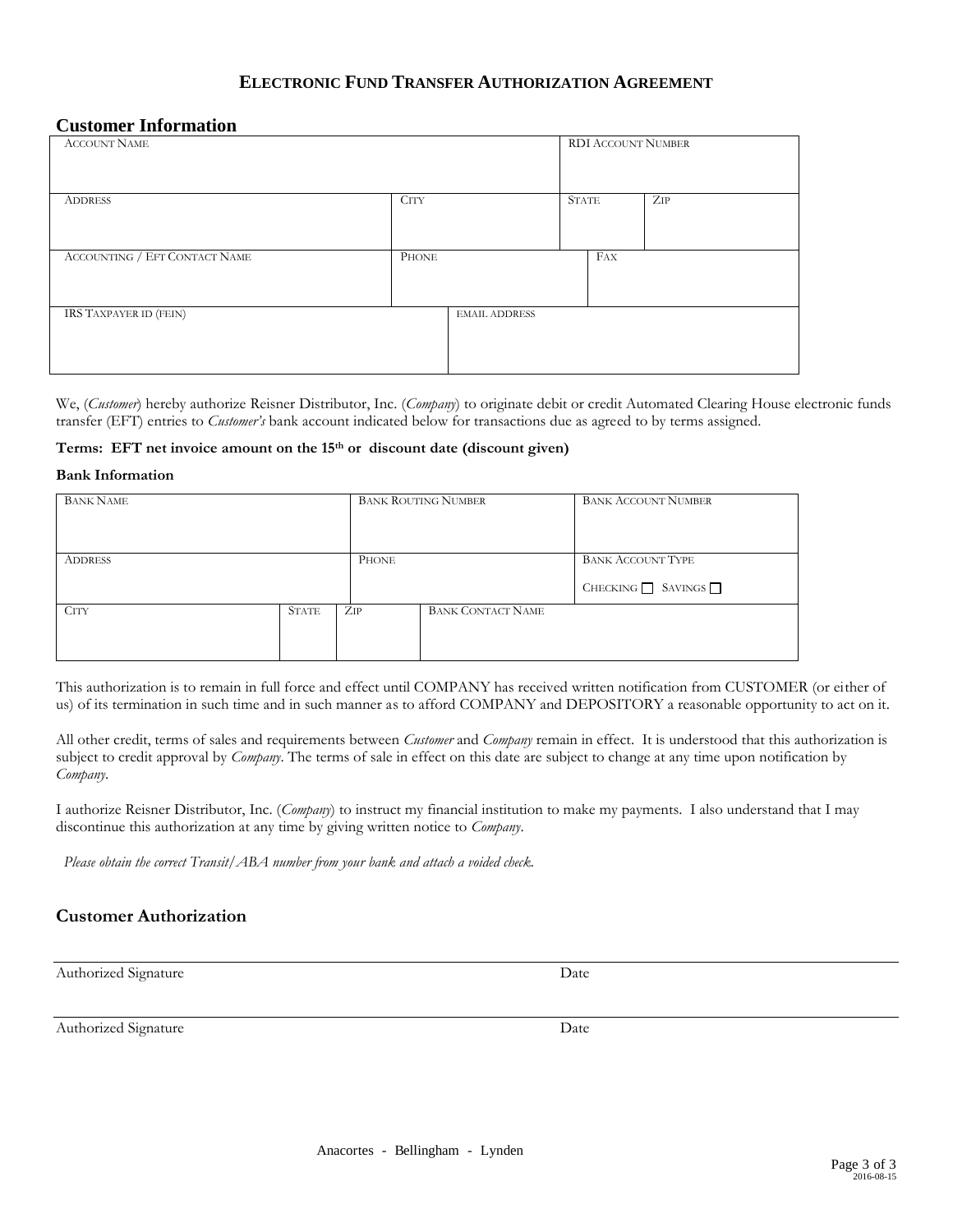## Electronic Fund Transfer Authorization Agreement

### Customer Information

| Account Name | | | RDI Account Number | |
|---|---|---|---|---|
| Address | City | | State | Zip |
| Accounting / EFT Contact Name | Phone | | Fax | |
| IRS Taxpayer ID (FEIN) | Email Address | | | |

We, (*Customer*) hereby authorize Reisner Distributor, Inc. (*Company*) to originate debit or credit Automated Clearing House electronic funds transfer (EFT) entries to *Customer's* bank account indicated below for transactions due as agreed to by terms assigned.

**Terms: EFT net invoice amount on the 15th or discount date (discount given)**

**Bank Information**

| Bank Name | | | Bank Routing Number | Bank Account Number |
|---|---|---|---|---|
| Address | | | Phone | Bank Account Type<br>Checking ☐ Savings ☐ |
| City | State | Zip | Bank Contact Name | |

This authorization is to remain in full force and effect until COMPANY has received written notification from CUSTOMER (or either of us) of its termination in such time and in such manner as to afford COMPANY and DEPOSITORY a reasonable opportunity to act on it.

All other credit, terms of sales and requirements between *Customer* and *Company* remain in effect. It is understood that this authorization is subject to credit approval by *Company*. The terms of sale in effect on this date are subject to change at any time upon notification by *Company*.

I authorize Reisner Distributor, Inc. (*Company*) to instruct my financial institution to make my payments. I also understand that I may discontinue this authorization at any time by giving written notice to *Company*.

*Please obtain the correct Transit/ABA number from your bank and attach a voided check.*

### Customer Authorization

Authorized Signature ____________________ Date ____________

Authorized Signature ____________________ Date ____________

Anacortes - Bellingham - Lynden

2016-08-15